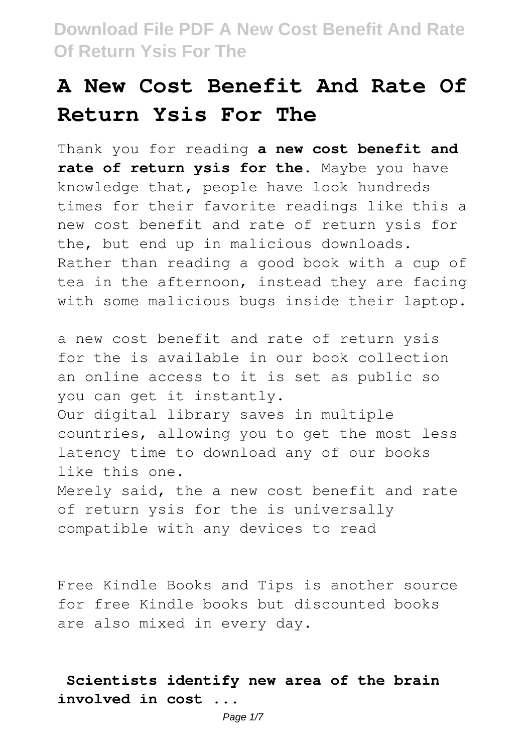# A New Cost Benefit And Rate Of Return Ysis For The

Thank you for reading **a new cost benefit and rate of return ysis for the**. Maybe you have knowledge that, people have look hundreds times for their favorite readings like this a new cost benefit and rate of return ysis for the, but end up in malicious downloads. Rather than reading a good book with a cup of tea in the afternoon, instead they are facing with some malicious bugs inside their laptop.

a new cost benefit and rate of return ysis for the is available in our book collection an online access to it is set as public so you can get it instantly.
Our digital library saves in multiple countries, allowing you to get the most less latency time to download any of our books like this one.
Merely said, the a new cost benefit and rate of return ysis for the is universally compatible with any devices to read

Free Kindle Books and Tips is another source for free Kindle books but discounted books are also mixed in every day.

## Scientists identify new area of the brain involved in cost ...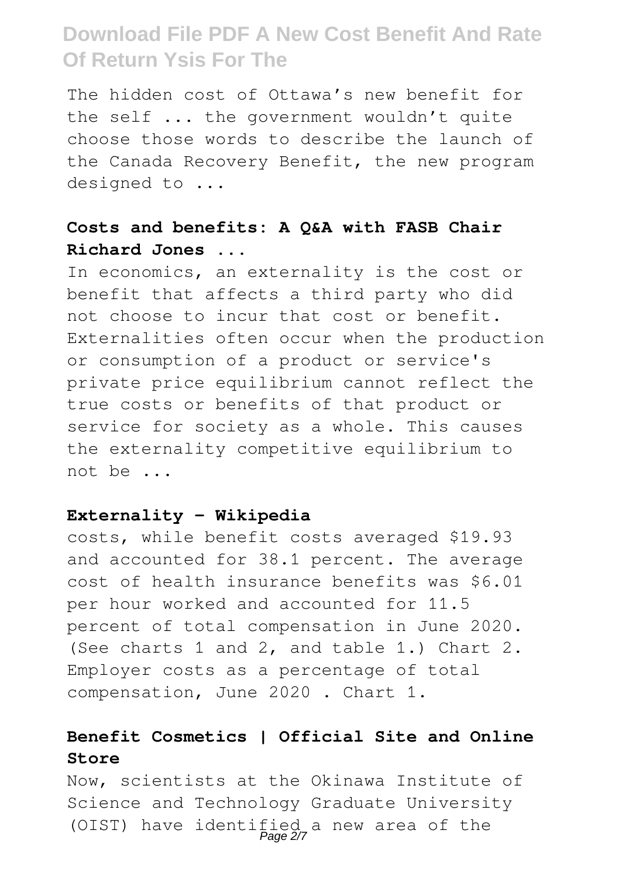The hidden cost of Ottawa's new benefit for the self ... the government wouldn't quite choose those words to describe the launch of the Canada Recovery Benefit, the new program designed to ...

### Costs and benefits: A Q&A with FASB Chair Richard Jones ...

In economics, an externality is the cost or benefit that affects a third party who did not choose to incur that cost or benefit. Externalities often occur when the production or consumption of a product or service's private price equilibrium cannot reflect the true costs or benefits of that product or service for society as a whole. This causes the externality competitive equilibrium to not be ...

### Externality - Wikipedia

costs, while benefit costs averaged $19.93 and accounted for 38.1 percent. The average cost of health insurance benefits was $6.01 per hour worked and accounted for 11.5 percent of total compensation in June 2020. (See charts 1 and 2, and table 1.) Chart 2. Employer costs as a percentage of total compensation, June 2020 . Chart 1.

### Benefit Cosmetics | Official Site and Online Store

Now, scientists at the Okinawa Institute of Science and Technology Graduate University (OIST) have identified a new area of the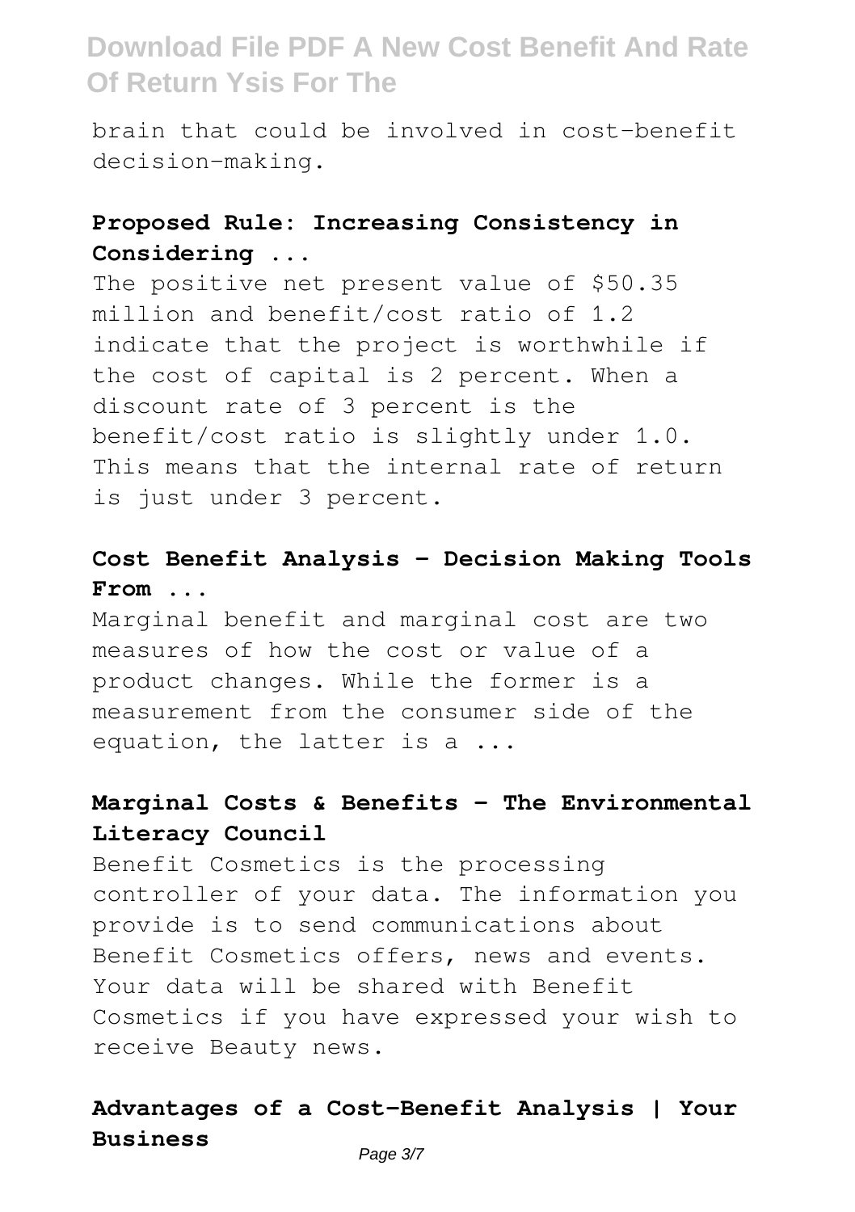brain that could be involved in cost-benefit decision-making.

**Proposed Rule: Increasing Consistency in Considering ...**

The positive net present value of $50.35 million and benefit/cost ratio of 1.2 indicate that the project is worthwhile if the cost of capital is 2 percent. When a discount rate of 3 percent is the benefit/cost ratio is slightly under 1.0. This means that the internal rate of return is just under 3 percent.

**Cost Benefit Analysis - Decision Making Tools From ...**

Marginal benefit and marginal cost are two measures of how the cost or value of a product changes. While the former is a measurement from the consumer side of the equation, the latter is a ...

**Marginal Costs & Benefits - The Environmental Literacy Council**

Benefit Cosmetics is the processing controller of your data. The information you provide is to send communications about Benefit Cosmetics offers, news and events. Your data will be shared with Benefit Cosmetics if you have expressed your wish to receive Beauty news.

**Advantages of a Cost-Benefit Analysis | Your Business**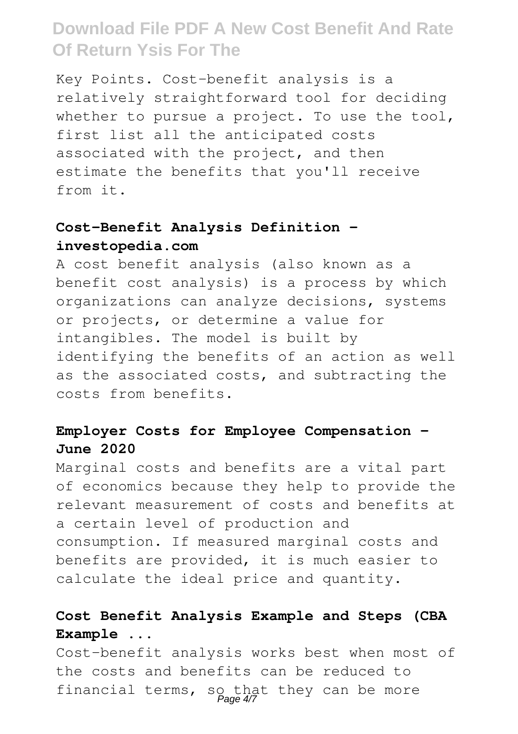Key Points. Cost-benefit analysis is a relatively straightforward tool for deciding whether to pursue a project. To use the tool, first list all the anticipated costs associated with the project, and then estimate the benefits that you'll receive from it.

### Cost-Benefit Analysis Definition - investopedia.com

A cost benefit analysis (also known as a benefit cost analysis) is a process by which organizations can analyze decisions, systems or projects, or determine a value for intangibles. The model is built by identifying the benefits of an action as well as the associated costs, and subtracting the costs from benefits.

### Employer Costs for Employee Compensation - June 2020

Marginal costs and benefits are a vital part of economics because they help to provide the relevant measurement of costs and benefits at a certain level of production and consumption. If measured marginal costs and benefits are provided, it is much easier to calculate the ideal price and quantity.

### Cost Benefit Analysis Example and Steps (CBA Example ...

Cost-benefit analysis works best when most of the costs and benefits can be reduced to financial terms, so that they can be more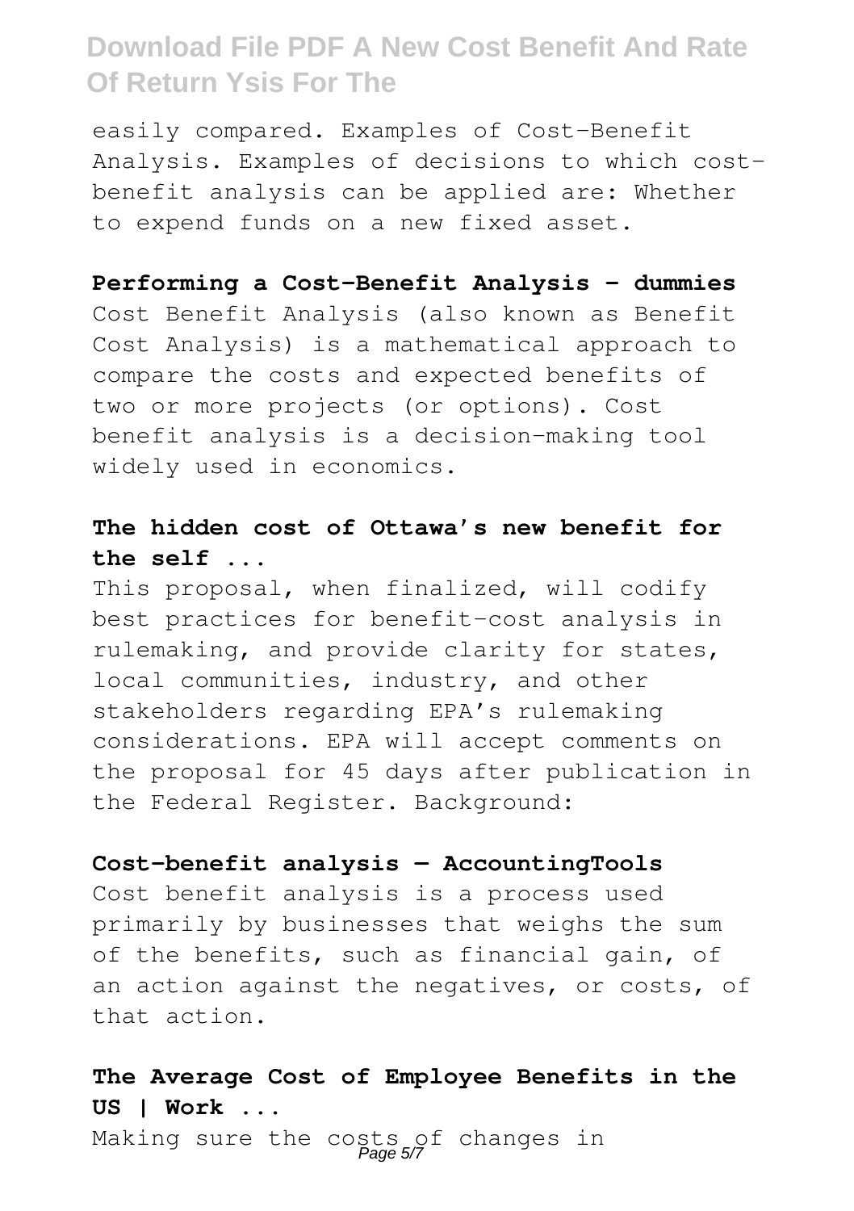easily compared. Examples of Cost-Benefit Analysis. Examples of decisions to which cost-benefit analysis can be applied are: Whether to expend funds on a new fixed asset.

**Performing a Cost-Benefit Analysis - dummies**

Cost Benefit Analysis (also known as Benefit Cost Analysis) is a mathematical approach to compare the costs and expected benefits of two or more projects (or options). Cost benefit analysis is a decision-making tool widely used in economics.

**The hidden cost of Ottawa's new benefit for the self ...**

This proposal, when finalized, will codify best practices for benefit-cost analysis in rulemaking, and provide clarity for states, local communities, industry, and other stakeholders regarding EPA's rulemaking considerations. EPA will accept comments on the proposal for 45 days after publication in the Federal Register. Background:

**Cost-benefit analysis — AccountingTools**

Cost benefit analysis is a process used primarily by businesses that weighs the sum of the benefits, such as financial gain, of an action against the negatives, or costs, of that action.

**The Average Cost of Employee Benefits in the US | Work ...**

Making sure the costs of changes in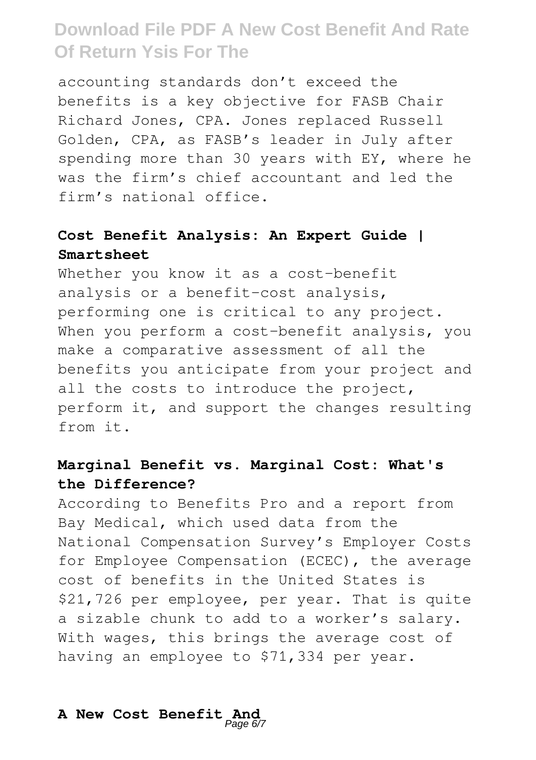accounting standards don't exceed the benefits is a key objective for FASB Chair Richard Jones, CPA. Jones replaced Russell Golden, CPA, as FASB's leader in July after spending more than 30 years with EY, where he was the firm's chief accountant and led the firm's national office.

### Cost Benefit Analysis: An Expert Guide | Smartsheet

Whether you know it as a cost-benefit analysis or a benefit-cost analysis, performing one is critical to any project. When you perform a cost-benefit analysis, you make a comparative assessment of all the benefits you anticipate from your project and all the costs to introduce the project, perform it, and support the changes resulting from it.

### Marginal Benefit vs. Marginal Cost: What's the Difference?

According to Benefits Pro and a report from Bay Medical, which used data from the National Compensation Survey's Employer Costs for Employee Compensation (ECEC), the average cost of benefits in the United States is $21,726 per employee, per year. That is quite a sizable chunk to add to a worker's salary. With wages, this brings the average cost of having an employee to $71,334 per year.

### A New Cost Benefit And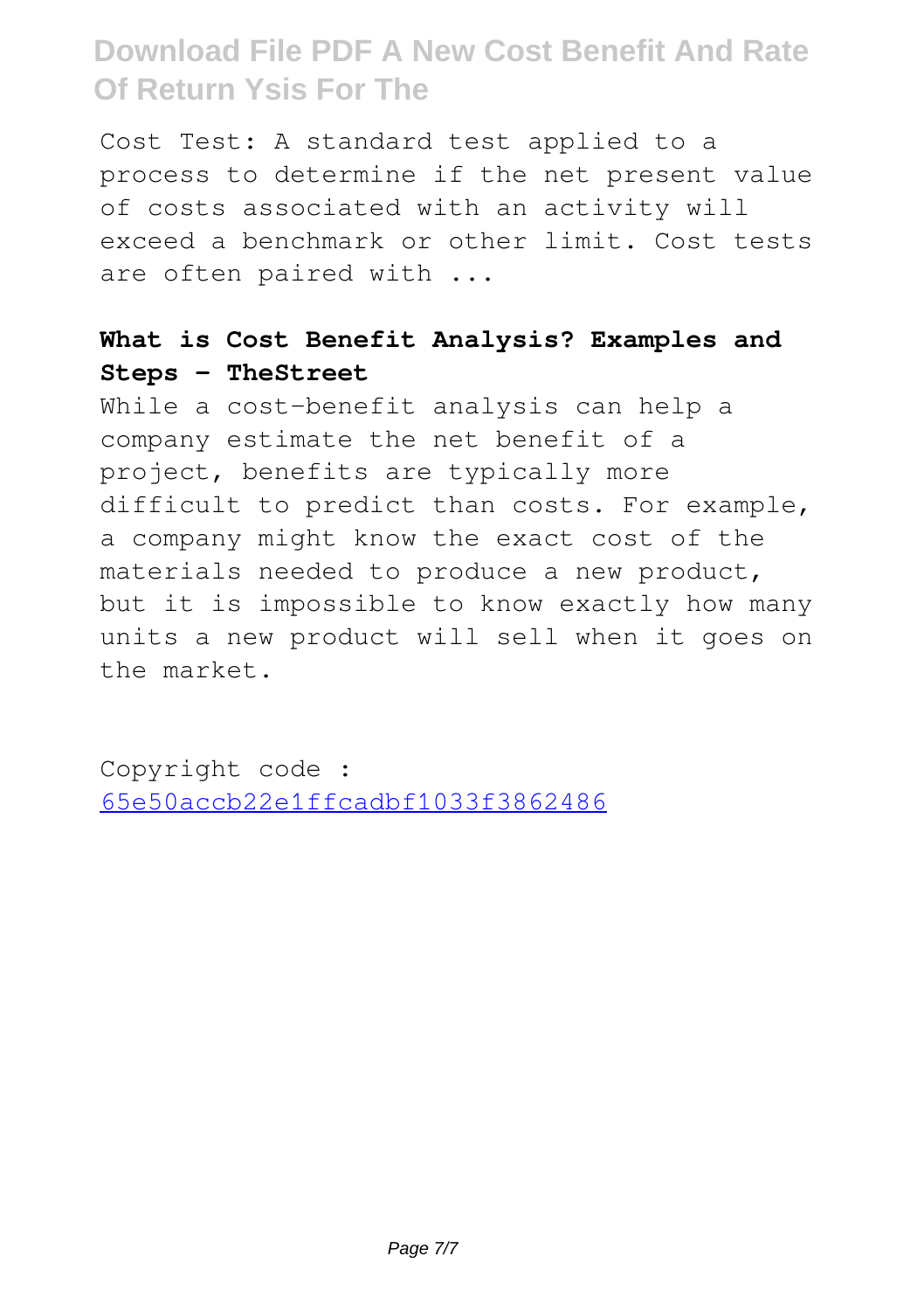Cost Test: A standard test applied to a process to determine if the net present value of costs associated with an activity will exceed a benchmark or other limit. Cost tests are often paired with ...

### What is Cost Benefit Analysis? Examples and Steps - TheStreet

While a cost-benefit analysis can help a company estimate the net benefit of a project, benefits are typically more difficult to predict than costs. For example, a company might know the exact cost of the materials needed to produce a new product, but it is impossible to know exactly how many units a new product will sell when it goes on the market.

Copyright code : 65e50accb22e1ffcadbf1033f3862486